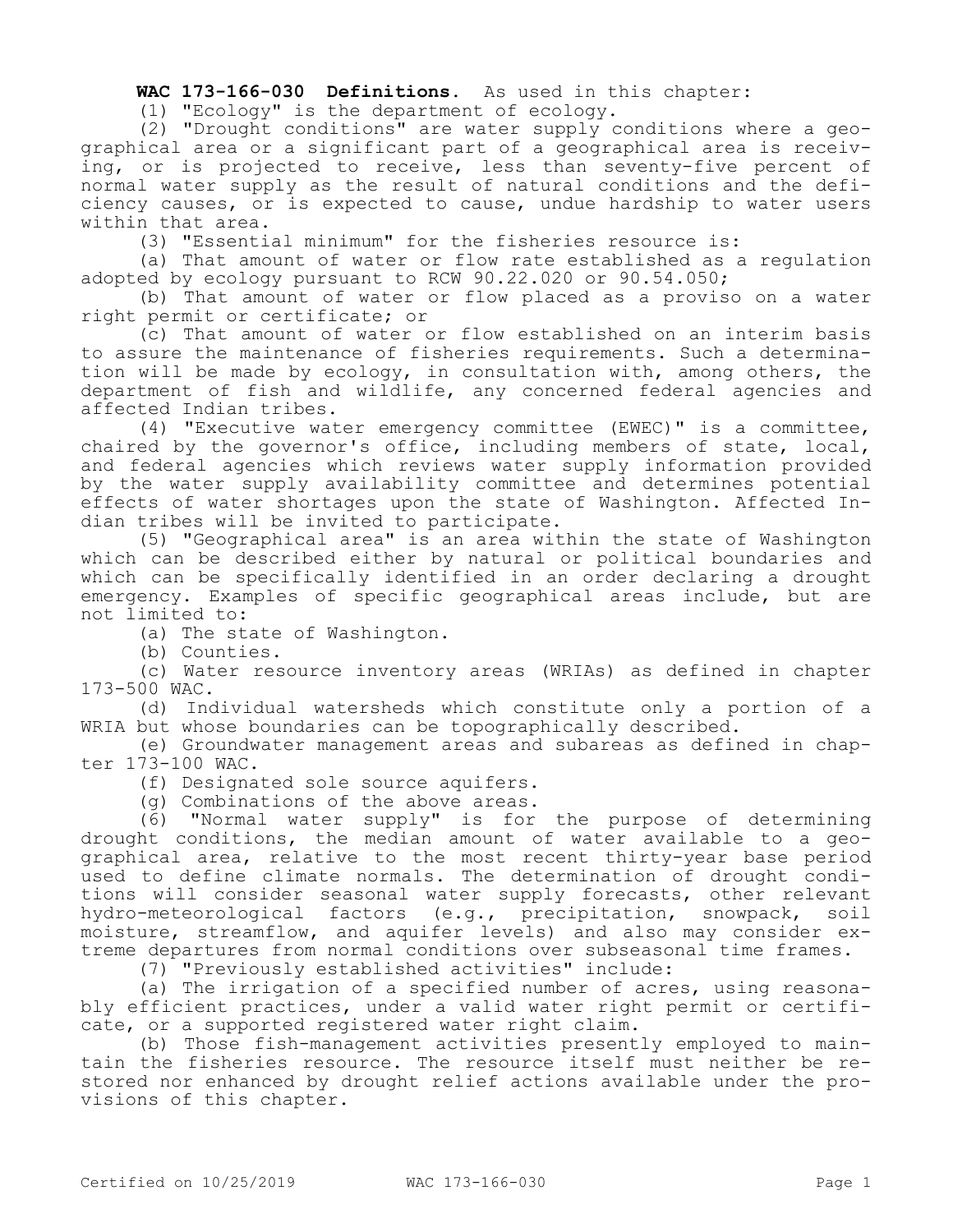**WAC 173-166-030 Definitions.** As used in this chapter:

(1) "Ecology" is the department of ecology.

(2) "Drought conditions" are water supply conditions where a geographical area or a significant part of a geographical area is receiving, or is projected to receive, less than seventy-five percent of normal water supply as the result of natural conditions and the deficiency causes, or is expected to cause, undue hardship to water users within that area.

(3) "Essential minimum" for the fisheries resource is:

(a) That amount of water or flow rate established as a regulation adopted by ecology pursuant to RCW 90.22.020 or 90.54.050;

(b) That amount of water or flow placed as a proviso on a water right permit or certificate; or

(c) That amount of water or flow established on an interim basis to assure the maintenance of fisheries requirements. Such a determination will be made by ecology, in consultation with, among others, the department of fish and wildlife, any concerned federal agencies and affected Indian tribes.

(4) "Executive water emergency committee (EWEC)" is a committee, chaired by the governor's office, including members of state, local, and federal agencies which reviews water supply information provided by the water supply availability committee and determines potential effects of water shortages upon the state of Washington. Affected Indian tribes will be invited to participate.

(5) "Geographical area" is an area within the state of Washington which can be described either by natural or political boundaries and which can be specifically identified in an order declaring a drought emergency. Examples of specific geographical areas include, but are not limited to:

(a) The state of Washington.

(b) Counties.

(c) Water resource inventory areas (WRIAs) as defined in chapter 173-500 WAC.

(d) Individual watersheds which constitute only a portion of a WRIA but whose boundaries can be topographically described.

(e) Groundwater management areas and subareas as defined in chapter 173-100 WAC.

(f) Designated sole source aquifers.

(g) Combinations of the above areas.

(6) "Normal water supply" is for the purpose of determining drought conditions, the median amount of water available to a geographical area, relative to the most recent thirty-year base period used to define climate normals. The determination of drought conditions will consider seasonal water supply forecasts, other relevant hydro-meteorological factors (e.g., precipitation, snowpack, soil moisture, streamflow, and aquifer levels) and also may consider extreme departures from normal conditions over subseasonal time frames.

(7) "Previously established activities" include:

(a) The irrigation of a specified number of acres, using reasonably efficient practices, under a valid water right permit or certificate, or a supported registered water right claim.

(b) Those fish-management activities presently employed to maintain the fisheries resource. The resource itself must neither be restored nor enhanced by drought relief actions available under the provisions of this chapter.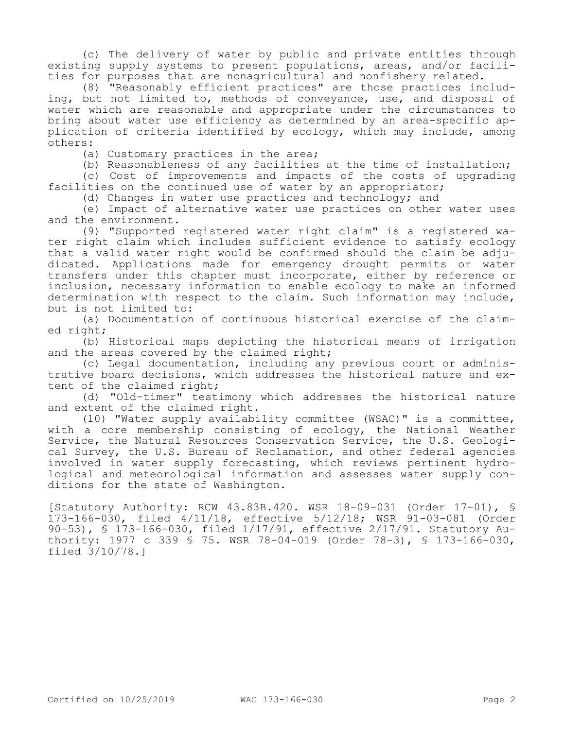(c) The delivery of water by public and private entities through existing supply systems to present populations, areas, and/or facilities for purposes that are nonagricultural and nonfishery related.

(8) "Reasonably efficient practices" are those practices including, but not limited to, methods of conveyance, use, and disposal of water which are reasonable and appropriate under the circumstances to bring about water use efficiency as determined by an area-specific application of criteria identified by ecology, which may include, among others:

(a) Customary practices in the area;

(b) Reasonableness of any facilities at the time of installation;

(c) Cost of improvements and impacts of the costs of upgrading facilities on the continued use of water by an appropriator;

(d) Changes in water use practices and technology; and

(e) Impact of alternative water use practices on other water uses and the environment.

(9) "Supported registered water right claim" is a registered water right claim which includes sufficient evidence to satisfy ecology that a valid water right would be confirmed should the claim be adjudicated. Applications made for emergency drought permits or water transfers under this chapter must incorporate, either by reference or inclusion, necessary information to enable ecology to make an informed determination with respect to the claim. Such information may include, but is not limited to:

(a) Documentation of continuous historical exercise of the claimed right;

(b) Historical maps depicting the historical means of irrigation and the areas covered by the claimed right;

(c) Legal documentation, including any previous court or administrative board decisions, which addresses the historical nature and extent of the claimed right;

(d) "Old-timer" testimony which addresses the historical nature and extent of the claimed right.

(10) "Water supply availability committee (WSAC)" is a committee, with a core membership consisting of ecology, the National Weather Service, the Natural Resources Conservation Service, the U.S. Geological Survey, the U.S. Bureau of Reclamation, and other federal agencies involved in water supply forecasting, which reviews pertinent hydrological and meteorological information and assesses water supply conditions for the state of Washington.

[Statutory Authority: RCW 43.83B.420. WSR 18-09-031 (Order 17-01), § 173-166-030, filed 4/11/18, effective 5/12/18; WSR 91-03-081 (Order 90-53), § 173-166-030, filed 1/17/91, effective 2/17/91. Statutory Authority: 1977 c 339 § 75. WSR 78-04-019 (Order 78-3), § 173-166-030, filed 3/10/78.]